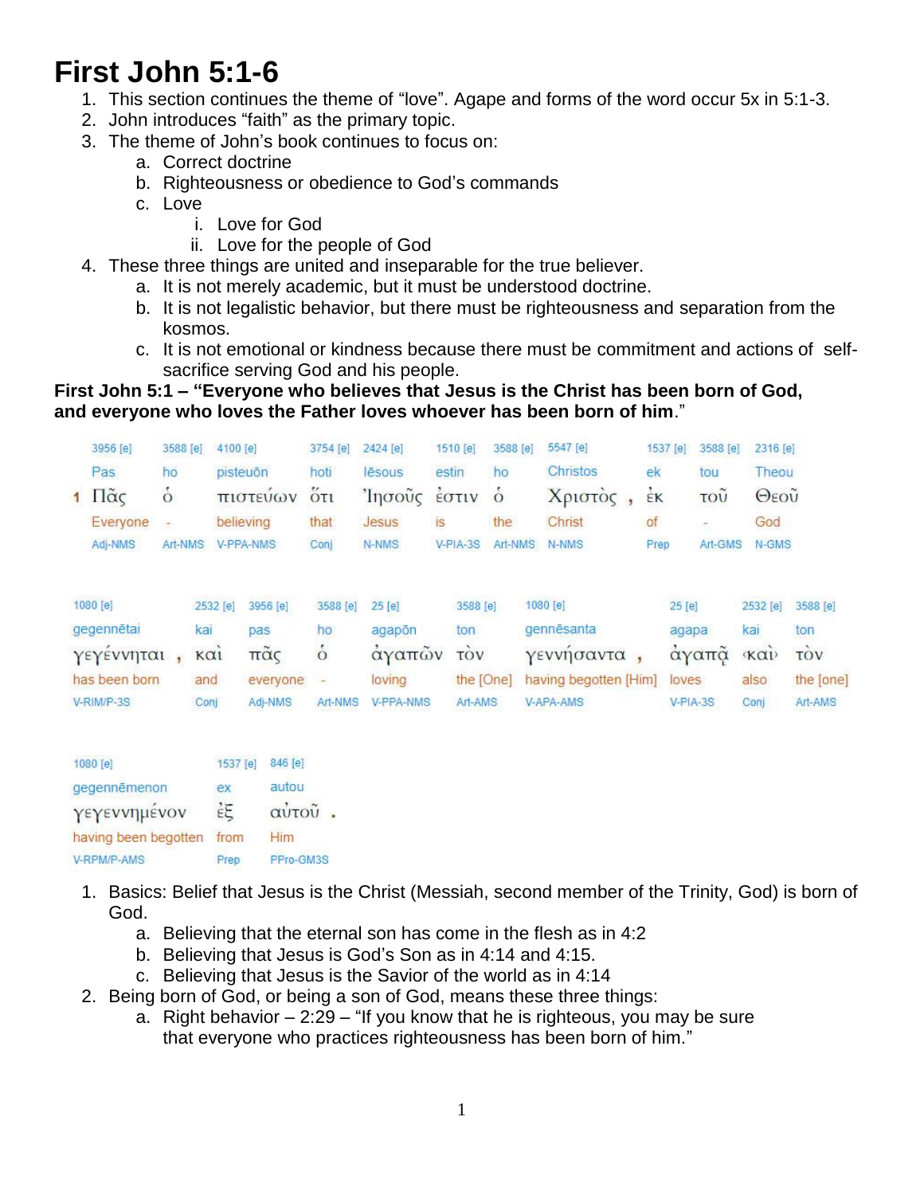# First John 5:1-6

1. This section continues the theme of "love". Agape and forms of the word occur 5x in 5:1-3.
2. John introduces "faith" as the primary topic.
3. The theme of John's book continues to focus on:
    a. Correct doctrine
    b. Righteousness or obedience to God's commands
    c. Love
        i. Love for God
        ii. Love for the people of God
4. These three things are united and inseparable for the true believer.
    a. It is not merely academic, but it must be understood doctrine.
    b. It is not legalistic behavior, but there must be righteousness and separation from the kosmos.
    c. It is not emotional or kindness because there must be commitment and actions of self-sacrifice serving God and his people.

**First John 5:1 – "Everyone who believes that Jesus is the Christ has been born of God, and everyone who loves the Father loves whoever has been born of him**."

| 3956 [e] | 3588 [e] | 4100 [e] | 3754 [e] | 2424 [e] | 1510 [e] | 3588 [e] | 5547 [e] | 1537 [e] | 3588 [e] | 2316 [e] |
|---|---|---|---|---|---|---|---|---|---|---|
| Pas | ho | pisteuōn | hoti | Iēsous | estin | ho | Christos | ek | tou | Theou |
| 1 Πᾶς | ὁ | πιστεύων | ὅτι | Ἰησοῦς | ἐστιν | ὁ | Χριστὸς , | ἐκ | τοῦ | Θεοῦ |
| Everyone | - | believing | that | Jesus | is | the | Christ | of | - | God |
| Adj-NMS | Art-NMS | V-PPA-NMS | Conj | N-NMS | V-PIA-3S | Art-NMS | N-NMS | Prep | Art-GMS | N-GMS |

| 1080 [e] | 2532 [e] | 3956 [e] | 3588 [e] | 25 [e] | 3588 [e] | 1080 [e] | 25 [e] | 2532 [e] | 3588 [e] |
|---|---|---|---|---|---|---|---|---|---|
| gegennētai | kai | pas | ho | agapōn | ton | gennēsanta | agapa | kai | ton |
| γεγέννηται , | καὶ | πᾶς | ὁ | ἀγαπῶν | τὸν | γεννήσαντα , | ἀγαπᾷ | ‹καὶ› | τὸν |
| has been born | and | everyone | - | loving | the [One] | having begotten [Him] | loves | also | the [one] |
| V-RIM/P-3S | Conj | Adj-NMS | Art-NMS | V-PPA-NMS | Art-AMS | V-APA-AMS | V-PIA-3S | Conj | Art-AMS |

| 1080 [e] | 1537 [e] | 846 [e] |
|---|---|---|
| gegennēmenon | ex | autou |
| γεγεννημένον | ἐξ | αὐτοῦ . |
| having been begotten | from | Him |
| V-RPM/P-AMS | Prep | PPro-GM3S |

1. Basics: Belief that Jesus is the Christ (Messiah, second member of the Trinity, God) is born of God.
    a. Believing that the eternal son has come in the flesh as in 4:2
    b. Believing that Jesus is God's Son as in 4:14 and 4:15.
    c. Believing that Jesus is the Savior of the world as in 4:14
2. Being born of God, or being a son of God, means these three things:
    a. Right behavior – 2:29 – "If you know that he is righteous, you may be sure that everyone who practices righteousness has been born of him."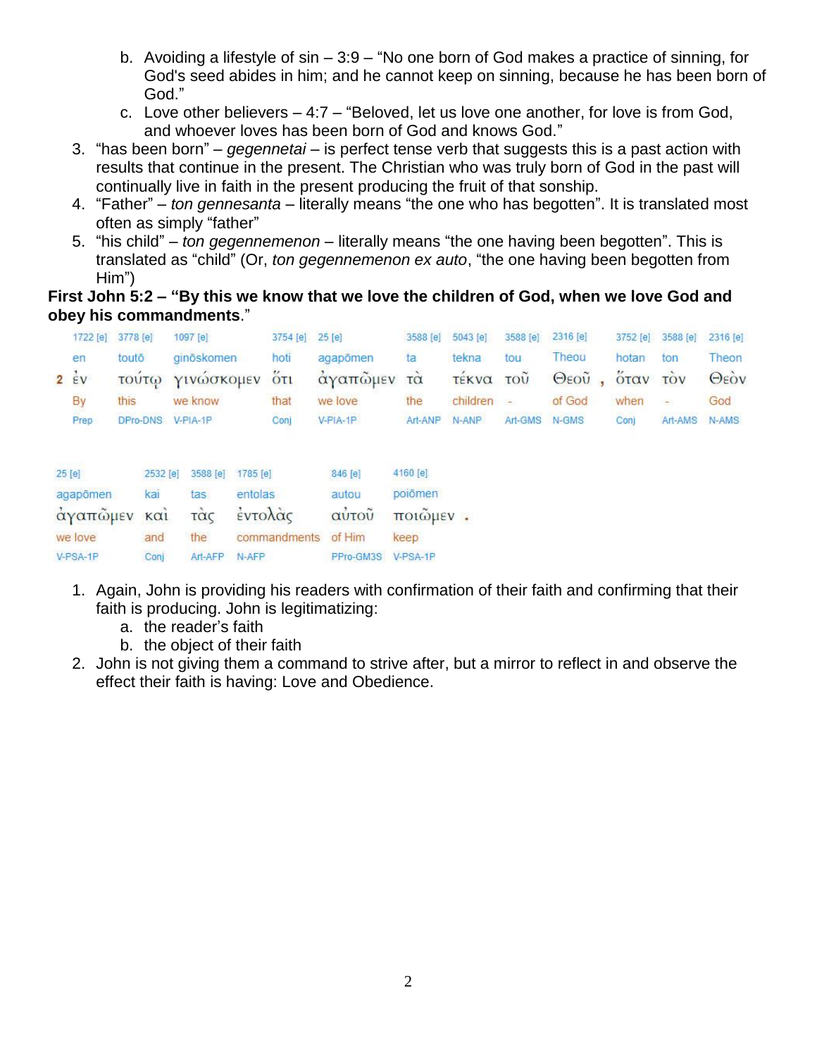b. Avoiding a lifestyle of sin – 3:9 – "No one born of God makes a practice of sinning, for God's seed abides in him; and he cannot keep on sinning, because he has been born of God."
c. Love other believers – 4:7 – "Beloved, let us love one another, for love is from God, and whoever loves has been born of God and knows God."

3. "has been born" – *gegennetai* – is perfect tense verb that suggests this is a past action with results that continue in the present. The Christian who was truly born of God in the past will continually live in faith in the present producing the fruit of that sonship.
4. "Father" – *ton gennesanta* – literally means "the one who has begotten". It is translated most often as simply "father"
5. "his child" – *ton gegennemenon* – literally means "the one having been begotten". This is translated as "child" (Or, *ton gegennemenon ex auto*, "the one having been begotten from Him")

**First John 5:2 – "By this we know that we love the children of God, when we love God and obey his commandments**."

| | 1722 [e] | 3778 [e] | 1097 [e] | 3754 [e] | 25 [e] | 3588 [e] | 5043 [e] | 3588 [e] | 2316 [e] | 3752 [e] | 3588 [e] | 2316 [e] |
|---|---|---|---|---|---|---|---|---|---|---|---|---|
| | en | toutō | ginōskomen | hoti | agapōmen | ta | tekna | tou | Theou | hotan | ton | Theon |
| 2 | ἐν | τούτῳ | γινώσκομεν | ὅτι | ἀγαπῶμεν | τὰ | τέκνα | τοῦ | Θεοῦ , | ὅταν | τὸν | Θεὸν |
| | By | this | we know | that | we love | the | children | - | of God | when | - | God |
| | Prep | DPro-DNS | V-PIA-1P | Conj | V-PIA-1P | Art-ANP | N-ANP | Art-GMS | N-GMS | Conj | Art-AMS | N-AMS |

| 25 [e] | 2532 [e] | 3588 [e] | 1785 [e] | 846 [e] | 4160 [e] |
|---|---|---|---|---|---|
| agapōmen | kai | tas | entolas | autou | poiōmen |
| ἀγαπῶμεν | καὶ | τὰς | ἐντολὰς | αὐτοῦ | ποιῶμεν . |
| we love | and | the | commandments | of Him | keep |
| V-PSA-1P | Conj | Art-AFP | N-AFP | PPro-GM3S | V-PSA-1P |

1. Again, John is providing his readers with confirmation of their faith and confirming that their faith is producing. John is legitimatizing:
   a. the reader's faith
   b. the object of their faith
2. John is not giving them a command to strive after, but a mirror to reflect in and observe the effect their faith is having: Love and Obedience.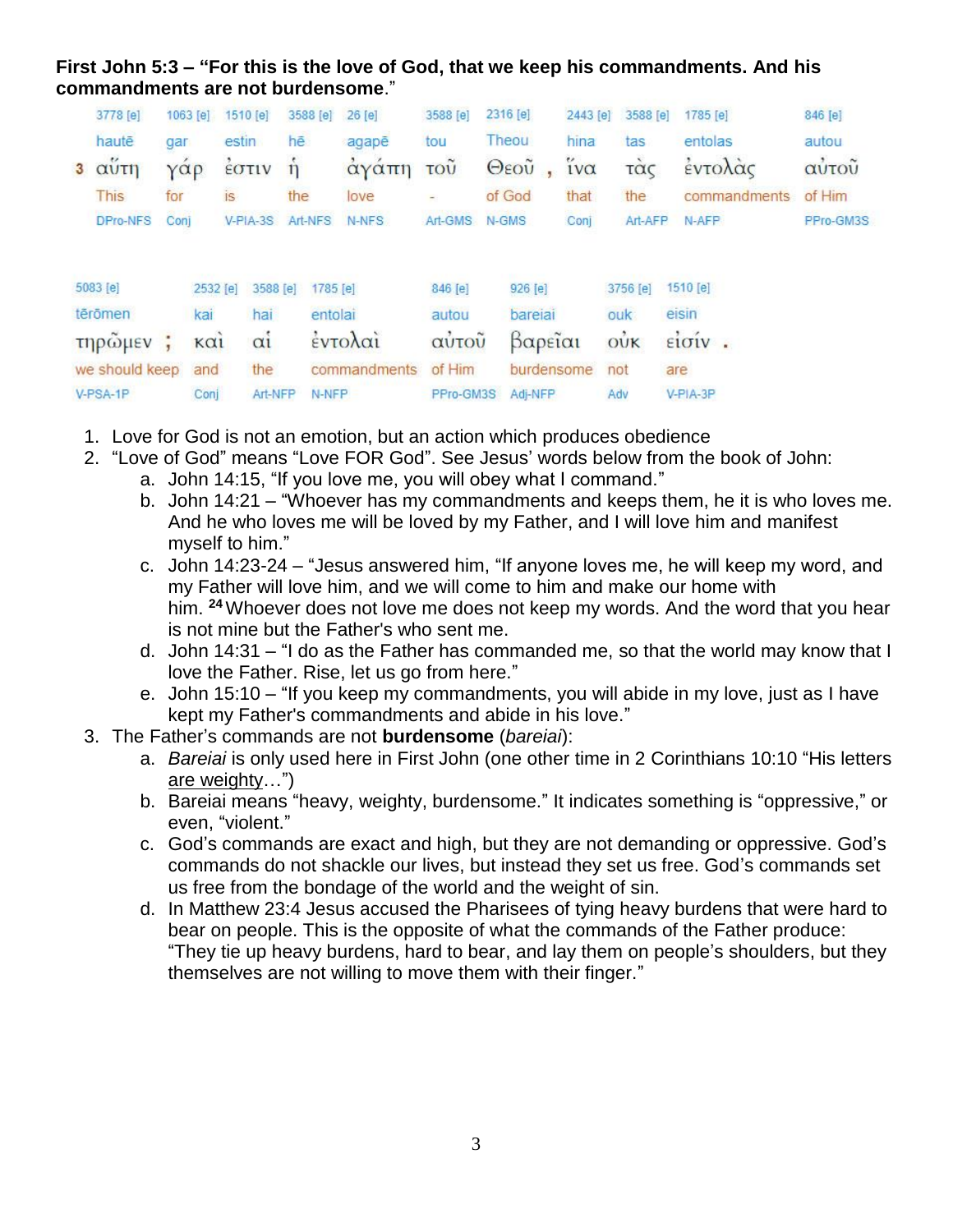**First John 5:3 – "For this is the love of God, that we keep his commandments. And his commandments are not burdensome**."

| 3778 [e] | 1063 [e] | 1510 [e] | 3588 [e] | 26 [e] | 3588 [e] | 2316 [e] | 2443 [e] | 3588 [e] | 1785 [e] | 846 [e] |
|---|---|---|---|---|---|---|---|---|---|---|
| hautē | gar | estin | hē | agapē | tou | Theou | hina | tas | entolas | autou |
| 3 αὕτη | γάρ | ἐστιν | ἡ | ἀγάπη | τοῦ | Θεοῦ , | ἵνα | τὰς | ἐντολὰς | αὐτοῦ |
| This | for | is | the | love | - | of God | that | the | commandments | of Him |
| DPro-NFS | Conj | V-PIA-3S | Art-NFS | N-NFS | Art-GMS | N-GMS | Conj | Art-AFP | N-AFP | PPro-GM3S |

| 5083 [e] | 2532 [e] | 3588 [e] | 1785 [e] | 846 [e] | 926 [e] | 3756 [e] | 1510 [e] |
|---|---|---|---|---|---|---|---|
| tērōmen | kai | hai | entolai | autou | bareiai | ouk | eisin |
| τηρῶμεν ; | καὶ | αἱ | ἐντολαὶ | αὐτοῦ | βαρεῖαι | οὐκ | εἰσίν . |
| we should keep | and | the | commandments | of Him | burdensome | not | are |
| V-PSA-1P | Conj | Art-NFP | N-NFP | PPro-GM3S | Adj-NFP | Adv | V-PIA-3P |

1. Love for God is not an emotion, but an action which produces obedience
2. "Love of God" means "Love FOR God". See Jesus' words below from the book of John:
   a. John 14:15, "If you love me, you will obey what I command."
   b. John 14:21 – "Whoever has my commandments and keeps them, he it is who loves me. And he who loves me will be loved by my Father, and I will love him and manifest myself to him."
   c. John 14:23-24 – "Jesus answered him, "If anyone loves me, he will keep my word, and my Father will love him, and we will come to him and make our home with him. **24** Whoever does not love me does not keep my words. And the word that you hear is not mine but the Father's who sent me.
   d. John 14:31 – "I do as the Father has commanded me, so that the world may know that I love the Father. Rise, let us go from here."
   e. John 15:10 – "If you keep my commandments, you will abide in my love, just as I have kept my Father's commandments and abide in his love."
3. The Father's commands are not **burdensome** (*bareiai*):
   a. *Bareiai* is only used here in First John (one other time in 2 Corinthians 10:10 "His letters are weighty…")
   b. Bareiai means "heavy, weighty, burdensome." It indicates something is "oppressive," or even, "violent."
   c. God's commands are exact and high, but they are not demanding or oppressive. God's commands do not shackle our lives, but instead they set us free. God's commands set us free from the bondage of the world and the weight of sin.
   d. In Matthew 23:4 Jesus accused the Pharisees of tying heavy burdens that were hard to bear on people. This is the opposite of what the commands of the Father produce: "They tie up heavy burdens, hard to bear, and lay them on people's shoulders, but they themselves are not willing to move them with their finger."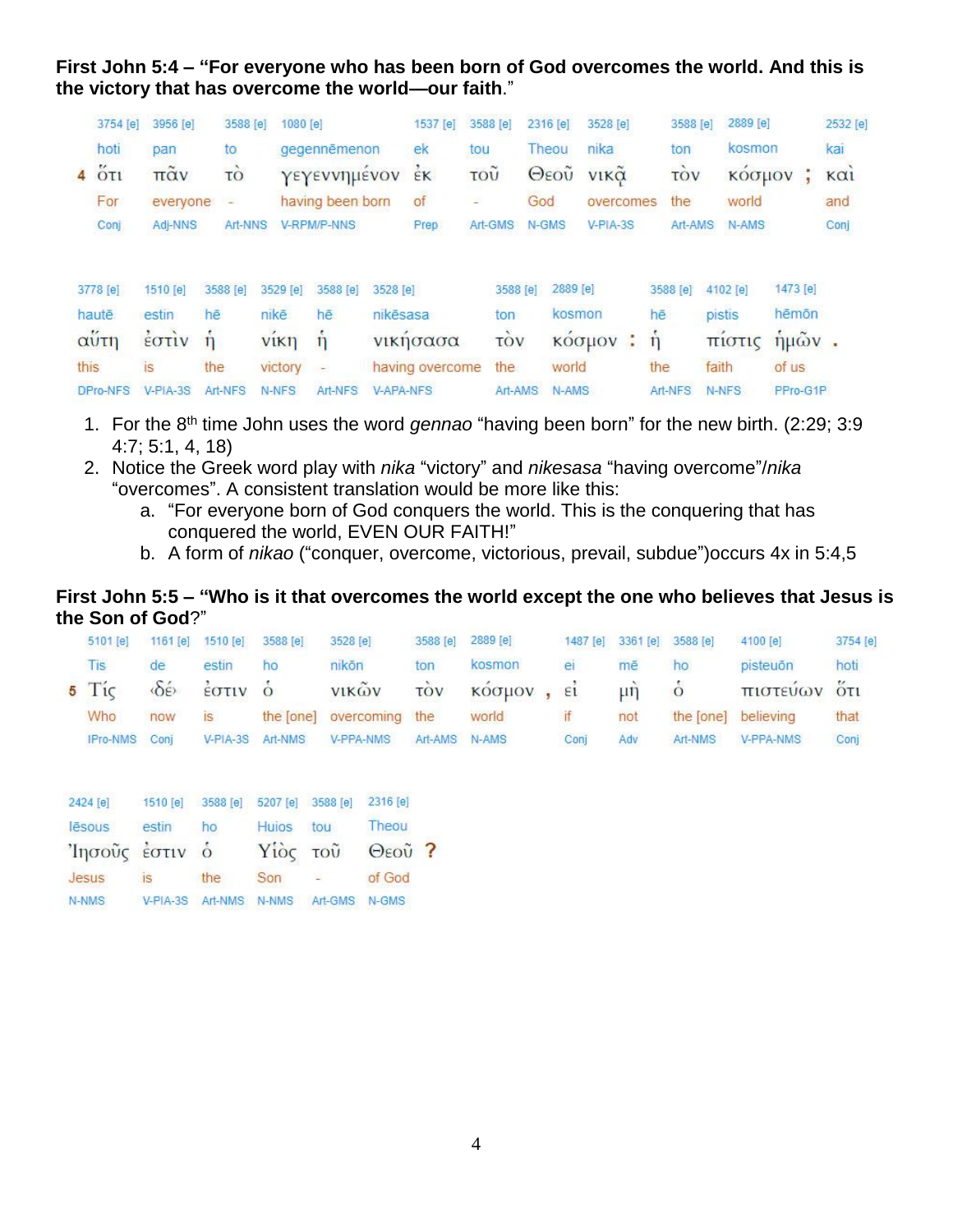**First John 5:4 – "For everyone who has been born of God overcomes the world. And this is the victory that has overcome the world—our faith."**

| | 3754 [e] | 3956 [e] | 3588 [e] | 1080 [e] | 1537 [e] | 3588 [e] | 2316 [e] | 3528 [e] | 3588 [e] | 2889 [e] | | 2532 [e] |
|---|---|---|---|---|---|---|---|---|---|---|---|---|
| | hoti | pan | to | gegennēmenon | ek | tou | Theou | nika | ton | kosmon | | kai |
| 4 | ὅτι | πᾶν | τὸ | γεγεννημένον | ἐκ | τοῦ | Θεοῦ | νικᾷ | τὸν | κόσμον | ; | καὶ |
| | For | everyone | - | having been born | of | - | God | overcomes | the | world | | and |
| | Conj | Adj-NNS | Art-NNS | V-RPM/P-NNS | Prep | Art-GMS | N-GMS | V-PIA-3S | Art-AMS | N-AMS | | Conj |

| 3778 [e] | 1510 [e] | 3588 [e] | 3529 [e] | 3588 [e] | 3528 [e] | 3588 [e] | 2889 [e] | | 3588 [e] | 4102 [e] | 1473 [e] | |
|---|---|---|---|---|---|---|---|---|---|---|---|---|
| hautē | estin | hē | nikē | hē | nikēsasa | ton | kosmon | | hē | pistis | hēmōn | |
| αὕτη | ἐστὶν | ἡ | νίκη | ἡ | νικήσασα | τὸν | κόσμον | : | ἡ | πίστις | ἡμῶν | . |
| this | is | the | victory | - | having overcome | the | world | | the | faith | of us | |
| DPro-NFS | V-PIA-3S | Art-NFS | N-NFS | Art-NFS | V-APA-NFS | Art-AMS | N-AMS | | Art-NFS | N-NFS | PPro-G1P | |

1. For the 8th time John uses the word *gennao* "having been born" for the new birth. (2:29; 3:9 4:7; 5:1, 4, 18)
2. Notice the Greek word play with *nika* "victory" and *nikesasa* "having overcome"/*nika* "overcomes". A consistent translation would be more like this:
   a. "For everyone born of God conquers the world. This is the conquering that has conquered the world, EVEN OUR FAITH!"
   b. A form of *nikao* ("conquer, overcome, victorious, prevail, subdue")occurs 4x in 5:4,5

**First John 5:5 – "Who is it that overcomes the world except the one who believes that Jesus is the Son of God?"**

| | 5101 [e] | 1161 [e] | 1510 [e] | 3588 [e] | 3528 [e] | 3588 [e] | 2889 [e] | | 1487 [e] | 3361 [e] | 3588 [e] | 4100 [e] | 3754 [e] |
|---|---|---|---|---|---|---|---|---|---|---|---|---|---|
| | Tis | de | estin | ho | nikōn | ton | kosmon | | ei | mē | ho | pisteuōn | hoti |
| 5 | Τίς | ‹δέ› | ἐστιν | ὁ | νικῶν | τὸν | κόσμον | , | εἰ | μὴ | ὁ | πιστεύων | ὅτι |
| | Who | now | is | the [one] | overcoming | the | world | | if | not | the [one] | believing | that |
| | IPro-NMS | Conj | V-PIA-3S | Art-NMS | V-PPA-NMS | Art-AMS | N-AMS | | Conj | Adv | Art-NMS | V-PPA-NMS | Conj |

| 2424 [e] | 1510 [e] | 3588 [e] | 5207 [e] | 3588 [e] | 2316 [e] | |
|---|---|---|---|---|---|---|
| Iēsous | estin | ho | Huios | tou | Theou | |
| Ἰησοῦς | ἐστιν | ὁ | Υἱὸς | τοῦ | Θεοῦ | ? |
| Jesus | is | the | Son | - | of God | |
| N-NMS | V-PIA-3S | Art-NMS | N-NMS | Art-GMS | N-GMS | |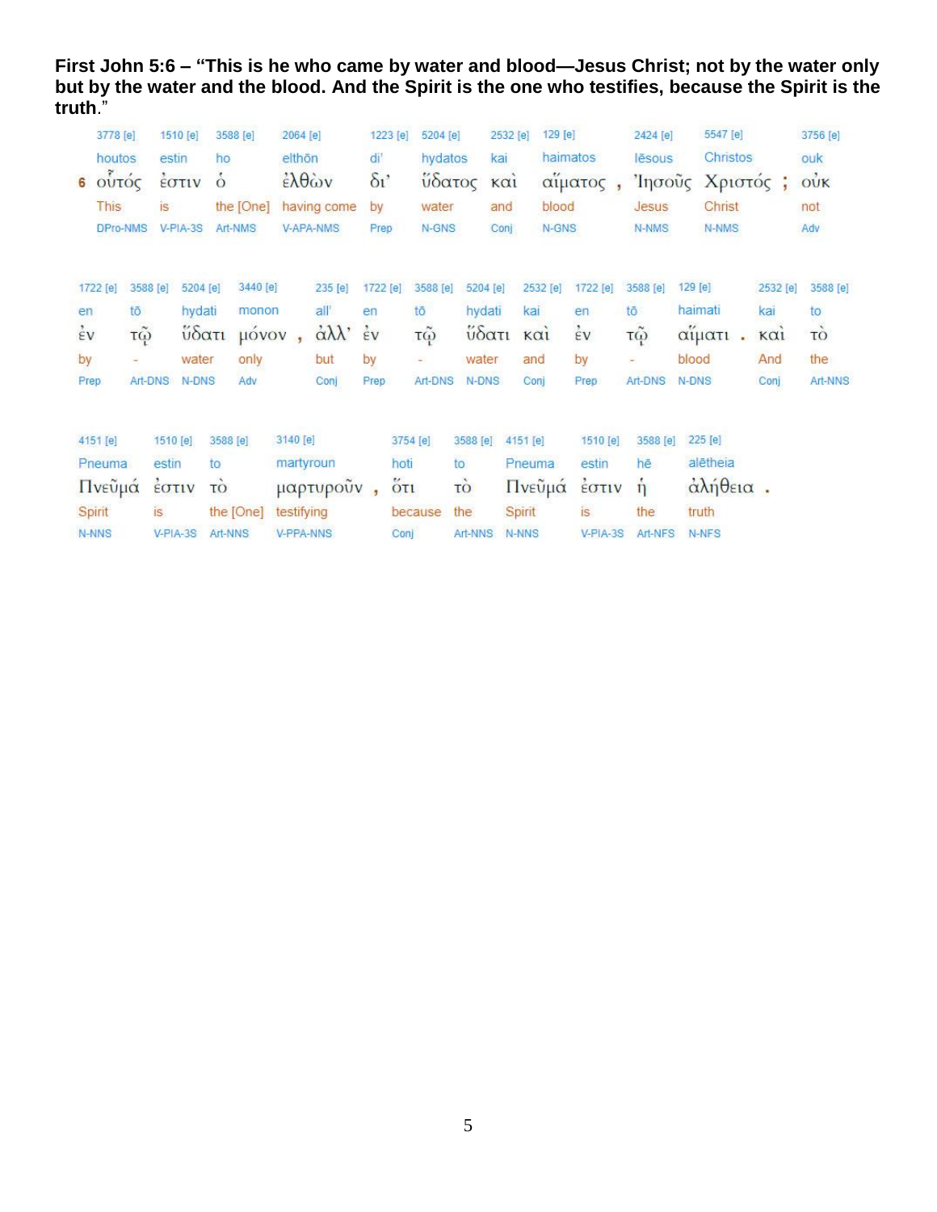**First John 5:6 – "This is he who came by water and blood—Jesus Christ; not by the water only but by the water and the blood. And the Spirit is the one who testifies, because the Spirit is the truth."**

| | 3778 [e] | 1510 [e] | 3588 [e] | 2064 [e] | 1223 [e] | 5204 [e] | 2532 [e] | 129 [e] | | 2424 [e] | 5547 [e] | | 3756 [e] |
|---|---|---|---|---|---|---|---|---|---|---|---|---|---|
| | houtos | estin | ho | elthōn | di' | hydatos | kai | haimatos | | Iēsous | Christos | | ouk |
| 6 | οὗτός | ἐστιν | ὁ | ἐλθὼν | δι' | ὕδατος | καὶ | αἵματος | , | Ἰησοῦς | Χριστός | ; | οὐκ |
| | This | is | the [One] | having come | by | water | and | blood | | Jesus | Christ | | not |
| | DPro-NMS | V-PIA-3S | Art-NMS | V-APA-NMS | Prep | N-GNS | Conj | N-GNS | | N-NMS | N-NMS | | Adv |

| 1722 [e] | 3588 [e] | 5204 [e] | 3440 [e] | | 235 [e] | 1722 [e] | 3588 [e] | 5204 [e] | 2532 [e] | 1722 [e] | 3588 [e] | 129 [e] | | 2532 [e] | 3588 [e] |
|---|---|---|---|---|---|---|---|---|---|---|---|---|---|---|---|
| en | tō | hydati | monon | | all' | en | tō | hydati | kai | en | tō | haimati | | kai | to |
| ἐν | τῷ | ὕδατι | μόνον | , | ἀλλ' | ἐν | τῷ | ὕδατι | καὶ | ἐν | τῷ | αἵματι | . | καὶ | τὸ |
| by | - | water | only | | but | by | - | water | and | by | - | blood | | And | the |
| Prep | Art-DNS | N-DNS | Adv | | Conj | Prep | Art-DNS | N-DNS | Conj | Prep | Art-DNS | N-DNS | | Conj | Art-NNS |

| 4151 [e] | 1510 [e] | 3588 [e] | 3140 [e] | | 3754 [e] | 3588 [e] | 4151 [e] | 1510 [e] | 3588 [e] | 225 [e] | |
|---|---|---|---|---|---|---|---|---|---|---|---|
| Pneuma | estin | to | martyroun | | hoti | to | Pneuma | estin | hē | alētheia | |
| Πνεῦμά | ἐστιν | τὸ | μαρτυροῦν | , | ὅτι | τὸ | Πνεῦμά | ἐστιν | ἡ | ἀλήθεια | . |
| Spirit | is | the [One] | testifying | | because | the | Spirit | is | the | truth | |
| N-NNS | V-PIA-3S | Art-NNS | V-PPA-NNS | | Conj | Art-NNS | N-NNS | V-PIA-3S | Art-NFS | N-NFS | |